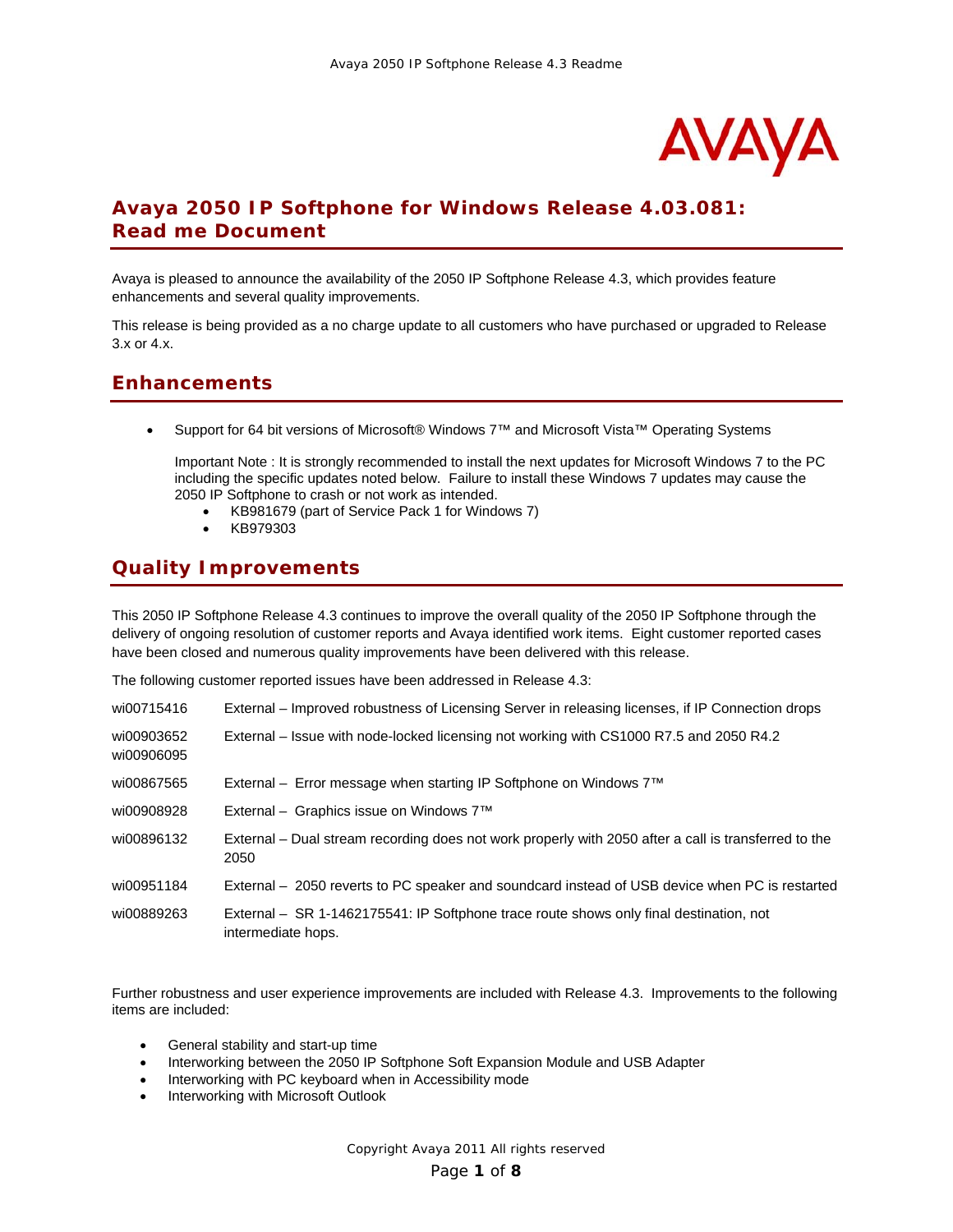# Avaya 2050 IP Softphone for Windows Release 4.03.081: Read me Document

Avaya is pleased to announce the availability of the 2050 IP Softphone Release 4.3, which provides feature enhancements and several quality improvements.

This release is being provided as a no charge update to all customers who have purchased or upgraded to Release 3.x or 4.x.

## Enhancements

- Support for 64 bit versions of Microsoft® Windows 7™ and Microsoft Vista™ Operating Systems

  Important Note : It is strongly recommended to install the next updates for Microsoft Windows 7 to the PC including the specific updates noted below. Failure to install these Windows 7 updates may cause the 2050 IP Softphone to crash or not work as intended.
  - KB981679 (part of Service Pack 1 for Windows 7)
  - KB979303

## Quality Improvements

This 2050 IP Softphone Release 4.3 continues to improve the overall quality of the 2050 IP Softphone through the delivery of ongoing resolution of customer reports and Avaya identified work items. Eight customer reported cases have been closed and numerous quality improvements have been delivered with this release.

The following customer reported issues have been addressed in Release 4.3:

| | |
|---|---|
| wi00715416 | External – Improved robustness of Licensing Server in releasing licenses, if IP Connection drops |
| wi00903652 wi00906095 | External – Issue with node-locked licensing not working with CS1000 R7.5 and 2050 R4.2 |
| wi00867565 | External – Error message when starting IP Softphone on Windows 7™ |
| wi00908928 | External – Graphics issue on Windows 7™ |
| wi00896132 | External – Dual stream recording does not work properly with 2050 after a call is transferred to the 2050 |
| wi00951184 | External – 2050 reverts to PC speaker and soundcard instead of USB device when PC is restarted |
| wi00889263 | External – SR 1-1462175541: IP Softphone trace route shows only final destination, not intermediate hops. |

Further robustness and user experience improvements are included with Release 4.3. Improvements to the following items are included:

- General stability and start-up time
- Interworking between the 2050 IP Softphone Soft Expansion Module and USB Adapter
- Interworking with PC keyboard when in Accessibility mode
- Interworking with Microsoft Outlook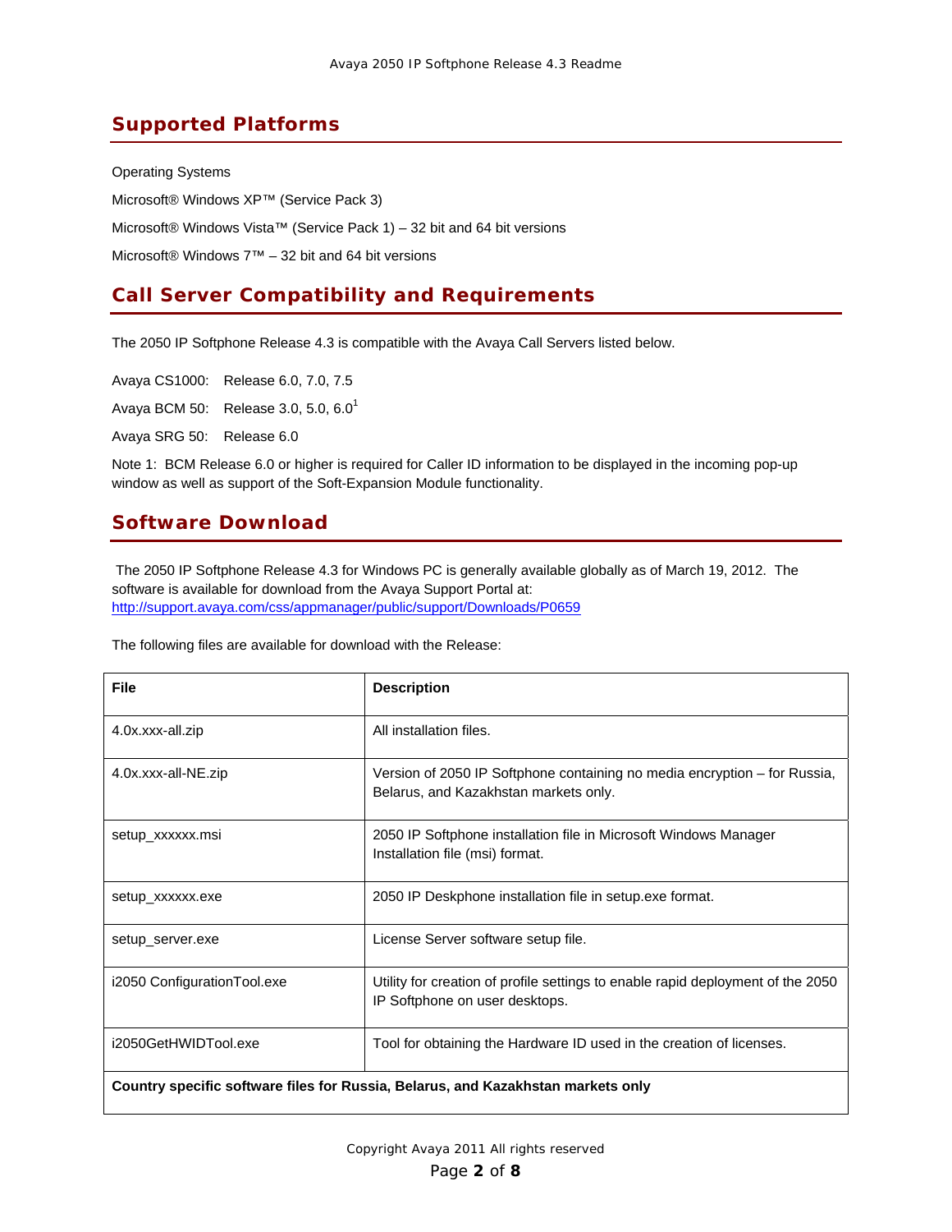## Supported Platforms

Operating Systems

Microsoft® Windows XP™ (Service Pack 3)

Microsoft® Windows Vista™ (Service Pack 1) – 32 bit and 64 bit versions

Microsoft® Windows 7™ – 32 bit and 64 bit versions

## Call Server Compatibility and Requirements

The 2050 IP Softphone Release 4.3 is compatible with the Avaya Call Servers listed below.

Avaya CS1000: Release 6.0, 7.0, 7.5

Avaya BCM 50: Release 3.0, 5.0, 6.0[1]

Avaya SRG 50: Release 6.0

Note 1: BCM Release 6.0 or higher is required for Caller ID information to be displayed in the incoming pop-up window as well as support of the Soft-Expansion Module functionality.

## Software Download

The 2050 IP Softphone Release 4.3 for Windows PC is generally available globally as of March 19, 2012. The software is available for download from the Avaya Support Portal at: http://support.avaya.com/css/appmanager/public/support/Downloads/P0659

The following files are available for download with the Release:

| File | Description |
|---|---|
| 4.0x.xxx-all.zip | All installation files. |
| 4.0x.xxx-all-NE.zip | Version of 2050 IP Softphone containing no media encryption – for Russia, Belarus, and Kazakhstan markets only. |
| setup_xxxxxx.msi | 2050 IP Softphone installation file in Microsoft Windows Manager Installation file (msi) format. |
| setup_xxxxxx.exe | 2050 IP Deskphone installation file in setup.exe format. |
| setup_server.exe | License Server software setup file. |
| i2050 ConfigurationTool.exe | Utility for creation of profile settings to enable rapid deployment of the 2050 IP Softphone on user desktops. |
| i2050GetHWIDTool.exe | Tool for obtaining the Hardware ID used in the creation of licenses. |
| **Country specific software files for Russia, Belarus, and Kazakhstan markets only** | |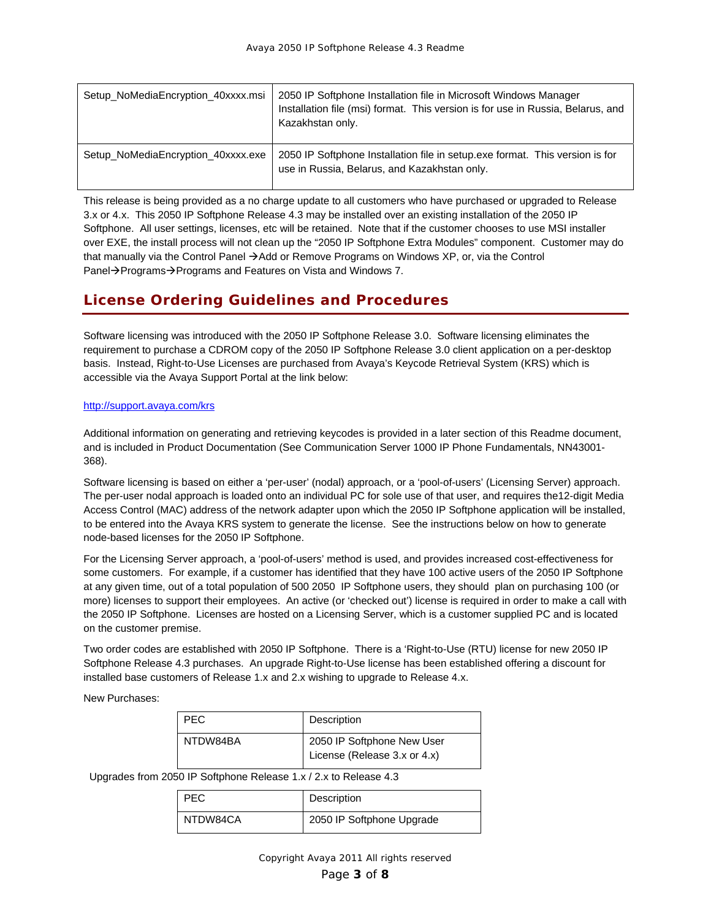| Setup_NoMediaEncryption_40xxxx.msi | 2050 IP Softphone Installation file in Microsoft Windows Manager Installation file (msi) format. This version is for use in Russia, Belarus, and Kazakhstan only. |
|---|---|
| Setup_NoMediaEncryption_40xxxx.exe | 2050 IP Softphone Installation file in setup.exe format. This version is for use in Russia, Belarus, and Kazakhstan only. |

This release is being provided as a no charge update to all customers who have purchased or upgraded to Release 3.x or 4.x. This 2050 IP Softphone Release 4.3 may be installed over an existing installation of the 2050 IP Softphone. All user settings, licenses, etc will be retained. Note that if the customer chooses to use MSI installer over EXE, the install process will not clean up the "2050 IP Softphone Extra Modules" component. Customer may do that manually via the Control Panel →Add or Remove Programs on Windows XP, or, via the Control Panel→Programs→Programs and Features on Vista and Windows 7.

## License Ordering Guidelines and Procedures

Software licensing was introduced with the 2050 IP Softphone Release 3.0. Software licensing eliminates the requirement to purchase a CDROM copy of the 2050 IP Softphone Release 3.0 client application on a per-desktop basis. Instead, Right-to-Use Licenses are purchased from Avaya's Keycode Retrieval System (KRS) which is accessible via the Avaya Support Portal at the link below:

http://support.avaya.com/krs

Additional information on generating and retrieving keycodes is provided in a later section of this Readme document, and is included in Product Documentation (See Communication Server 1000 IP Phone Fundamentals, NN43001-368).

Software licensing is based on either a 'per-user' (nodal) approach, or a 'pool-of-users' (Licensing Server) approach. The per-user nodal approach is loaded onto an individual PC for sole use of that user, and requires the12-digit Media Access Control (MAC) address of the network adapter upon which the 2050 IP Softphone application will be installed, to be entered into the Avaya KRS system to generate the license. See the instructions below on how to generate node-based licenses for the 2050 IP Softphone.

For the Licensing Server approach, a 'pool-of-users' method is used, and provides increased cost-effectiveness for some customers. For example, if a customer has identified that they have 100 active users of the 2050 IP Softphone at any given time, out of a total population of 500 2050 IP Softphone users, they should plan on purchasing 100 (or more) licenses to support their employees. An active (or 'checked out') license is required in order to make a call with the 2050 IP Softphone. Licenses are hosted on a Licensing Server, which is a customer supplied PC and is located on the customer premise.

Two order codes are established with 2050 IP Softphone. There is a 'Right-to-Use (RTU) license for new 2050 IP Softphone Release 4.3 purchases. An upgrade Right-to-Use license has been established offering a discount for installed base customers of Release 1.x and 2.x wishing to upgrade to Release 4.x.

New Purchases:

| PEC | Description |
|---|---|
| NTDW84BA | 2050 IP Softphone New User License (Release 3.x or 4.x) |

Upgrades from 2050 IP Softphone Release 1.x / 2.x to Release 4.3

| PEC | Description |
|---|---|
| NTDW84CA | 2050 IP Softphone Upgrade |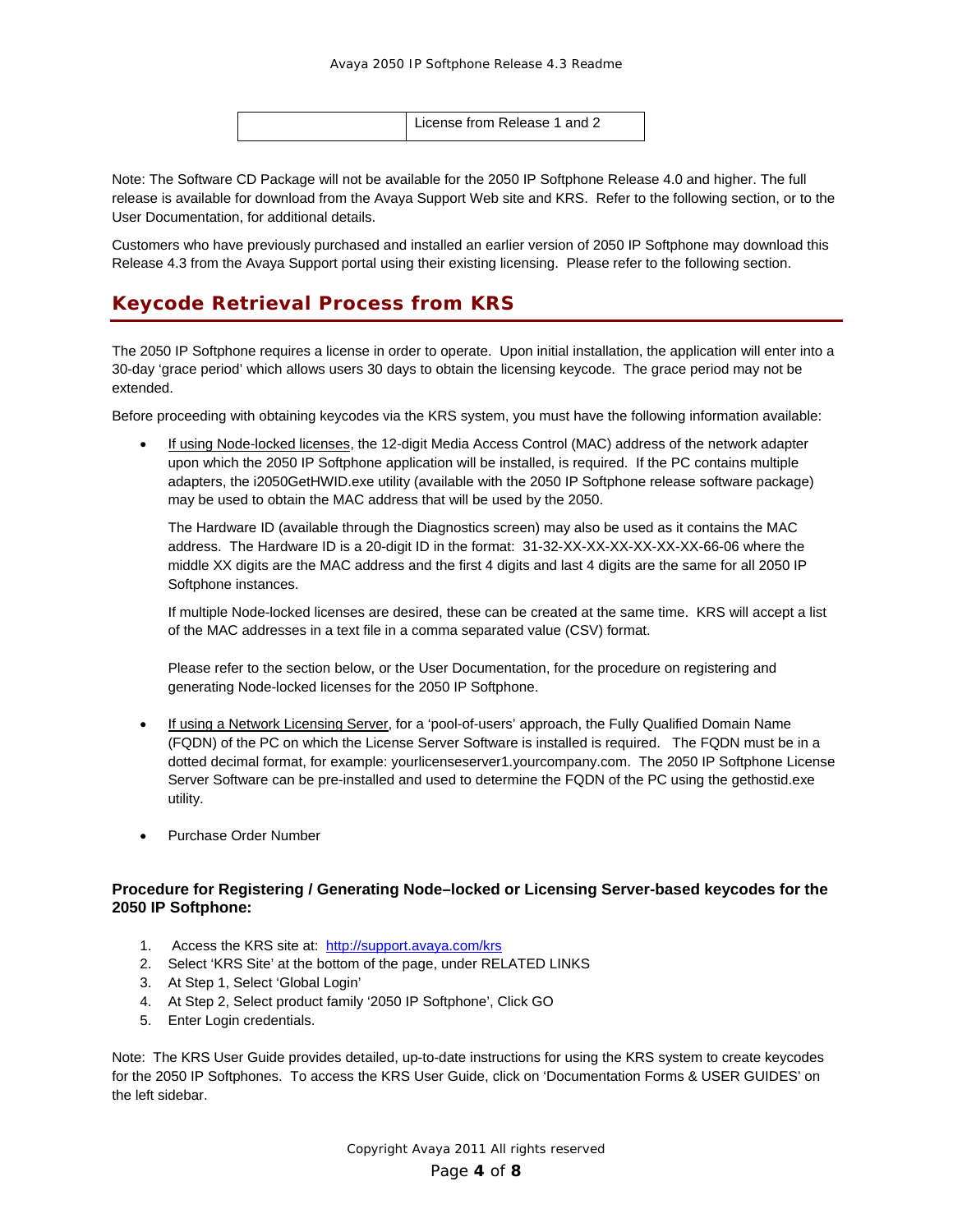|  | License from Release 1 and 2 |
|---|---|

Note: The Software CD Package will not be available for the 2050 IP Softphone Release 4.0 and higher. The full release is available for download from the Avaya Support Web site and KRS. Refer to the following section, or to the User Documentation, for additional details.

Customers who have previously purchased and installed an earlier version of 2050 IP Softphone may download this Release 4.3 from the Avaya Support portal using their existing licensing. Please refer to the following section.

## Keycode Retrieval Process from KRS

The 2050 IP Softphone requires a license in order to operate. Upon initial installation, the application will enter into a 30-day 'grace period' which allows users 30 days to obtain the licensing keycode. The grace period may not be extended.

Before proceeding with obtaining keycodes via the KRS system, you must have the following information available:

- If using Node-locked licenses, the 12-digit Media Access Control (MAC) address of the network adapter upon which the 2050 IP Softphone application will be installed, is required. If the PC contains multiple adapters, the i2050GetHWID.exe utility (available with the 2050 IP Softphone release software package) may be used to obtain the MAC address that will be used by the 2050.

  The Hardware ID (available through the Diagnostics screen) may also be used as it contains the MAC address. The Hardware ID is a 20-digit ID in the format: 31-32-XX-XX-XX-XX-XX-XX-66-06 where the middle XX digits are the MAC address and the first 4 digits and last 4 digits are the same for all 2050 IP Softphone instances.

  If multiple Node-locked licenses are desired, these can be created at the same time. KRS will accept a list of the MAC addresses in a text file in a comma separated value (CSV) format.

  Please refer to the section below, or the User Documentation, for the procedure on registering and generating Node-locked licenses for the 2050 IP Softphone.

- If using a Network Licensing Server, for a 'pool-of-users' approach, the Fully Qualified Domain Name (FQDN) of the PC on which the License Server Software is installed is required. The FQDN must be in a dotted decimal format, for example: yourlicenseserver1.yourcompany.com. The 2050 IP Softphone License Server Software can be pre-installed and used to determine the FQDN of the PC using the gethostid.exe utility.

- Purchase Order Number

### Procedure for Registering / Generating Node–locked or Licensing Server-based keycodes for the 2050 IP Softphone:

1. Access the KRS site at: http://support.avaya.com/krs
2. Select 'KRS Site' at the bottom of the page, under RELATED LINKS
3. At Step 1, Select 'Global Login'
4. At Step 2, Select product family '2050 IP Softphone', Click GO
5. Enter Login credentials.

Note: The KRS User Guide provides detailed, up-to-date instructions for using the KRS system to create keycodes for the 2050 IP Softphones. To access the KRS User Guide, click on 'Documentation Forms & USER GUIDES' on the left sidebar.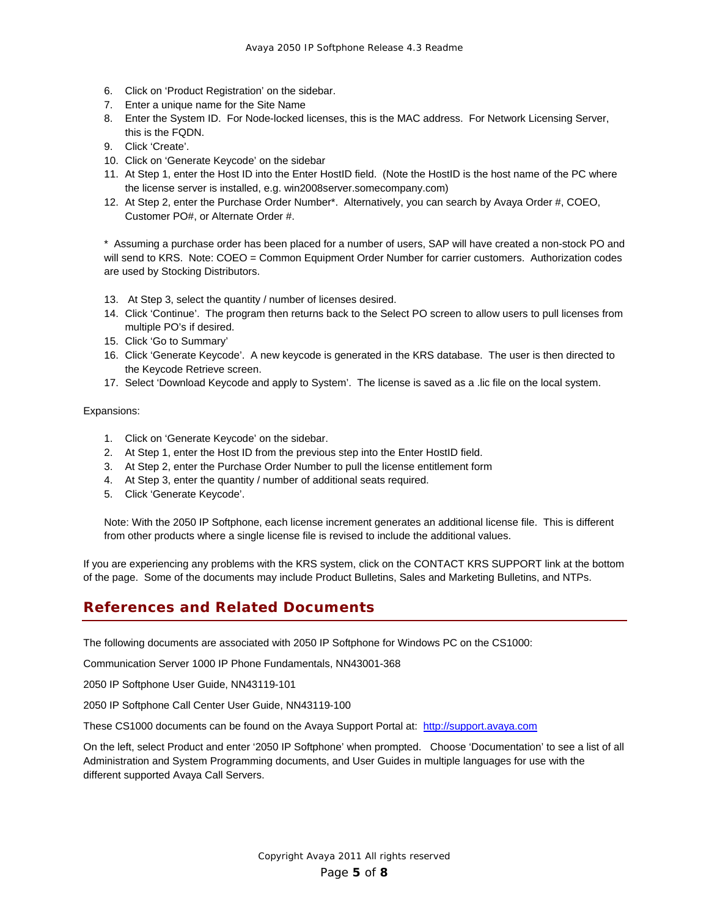6. Click on 'Product Registration' on the sidebar.
7. Enter a unique name for the Site Name
8. Enter the System ID. For Node-locked licenses, this is the MAC address. For Network Licensing Server, this is the FQDN.
9. Click 'Create'.
10. Click on 'Generate Keycode' on the sidebar
11. At Step 1, enter the Host ID into the Enter HostID field. (Note the HostID is the host name of the PC where the license server is installed, e.g. win2008server.somecompany.com)
12. At Step 2, enter the Purchase Order Number*. Alternatively, you can search by Avaya Order #, COEO, Customer PO#, or Alternate Order #.

\* Assuming a purchase order has been placed for a number of users, SAP will have created a non-stock PO and will send to KRS. Note: COEO = Common Equipment Order Number for carrier customers. Authorization codes are used by Stocking Distributors.

13. At Step 3, select the quantity / number of licenses desired.
14. Click 'Continue'. The program then returns back to the Select PO screen to allow users to pull licenses from multiple PO's if desired.
15. Click 'Go to Summary'
16. Click 'Generate Keycode'. A new keycode is generated in the KRS database. The user is then directed to the Keycode Retrieve screen.
17. Select 'Download Keycode and apply to System'. The license is saved as a .lic file on the local system.

Expansions:

1. Click on 'Generate Keycode' on the sidebar.
2. At Step 1, enter the Host ID from the previous step into the Enter HostID field.
3. At Step 2, enter the Purchase Order Number to pull the license entitlement form
4. At Step 3, enter the quantity / number of additional seats required.
5. Click 'Generate Keycode'.

Note: With the 2050 IP Softphone, each license increment generates an additional license file. This is different from other products where a single license file is revised to include the additional values.

If you are experiencing any problems with the KRS system, click on the CONTACT KRS SUPPORT link at the bottom of the page. Some of the documents may include Product Bulletins, Sales and Marketing Bulletins, and NTPs.

## References and Related Documents

The following documents are associated with 2050 IP Softphone for Windows PC on the CS1000:

Communication Server 1000 IP Phone Fundamentals, NN43001-368

2050 IP Softphone User Guide, NN43119-101

2050 IP Softphone Call Center User Guide, NN43119-100

These CS1000 documents can be found on the Avaya Support Portal at: http://support.avaya.com

On the left, select Product and enter '2050 IP Softphone' when prompted. Choose 'Documentation' to see a list of all Administration and System Programming documents, and User Guides in multiple languages for use with the different supported Avaya Call Servers.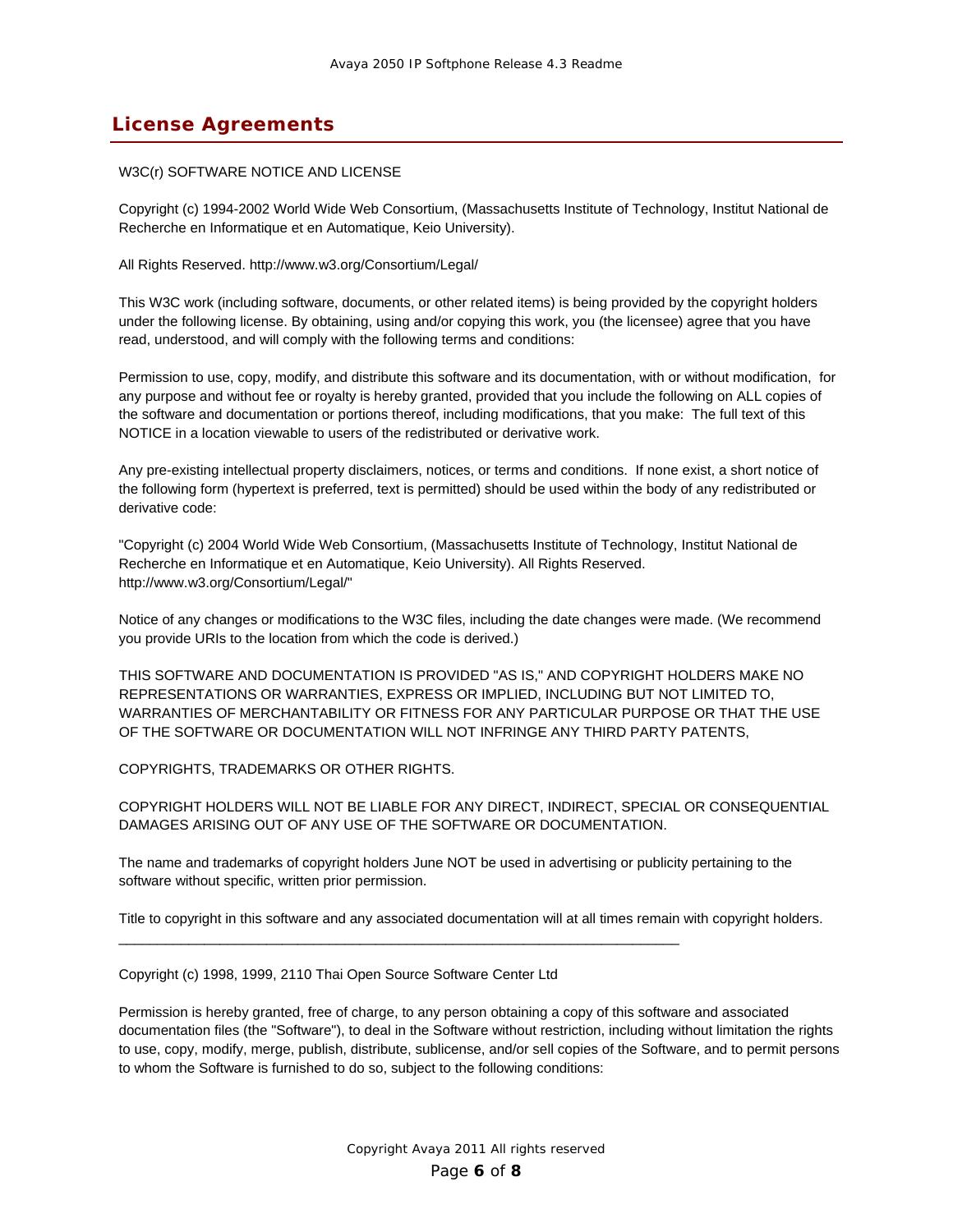## License Agreements

W3C(r) SOFTWARE NOTICE AND LICENSE

Copyright (c) 1994-2002 World Wide Web Consortium, (Massachusetts Institute of Technology, Institut National de Recherche en Informatique et en Automatique, Keio University).

All Rights Reserved. http://www.w3.org/Consortium/Legal/

This W3C work (including software, documents, or other related items) is being provided by the copyright holders under the following license. By obtaining, using and/or copying this work, you (the licensee) agree that you have read, understood, and will comply with the following terms and conditions:

Permission to use, copy, modify, and distribute this software and its documentation, with or without modification, for any purpose and without fee or royalty is hereby granted, provided that you include the following on ALL copies of the software and documentation or portions thereof, including modifications, that you make: The full text of this NOTICE in a location viewable to users of the redistributed or derivative work.

Any pre-existing intellectual property disclaimers, notices, or terms and conditions. If none exist, a short notice of the following form (hypertext is preferred, text is permitted) should be used within the body of any redistributed or derivative code:

"Copyright (c) 2004 World Wide Web Consortium, (Massachusetts Institute of Technology, Institut National de Recherche en Informatique et en Automatique, Keio University). All Rights Reserved. http://www.w3.org/Consortium/Legal/"

Notice of any changes or modifications to the W3C files, including the date changes were made. (We recommend you provide URIs to the location from which the code is derived.)

THIS SOFTWARE AND DOCUMENTATION IS PROVIDED "AS IS," AND COPYRIGHT HOLDERS MAKE NO REPRESENTATIONS OR WARRANTIES, EXPRESS OR IMPLIED, INCLUDING BUT NOT LIMITED TO, WARRANTIES OF MERCHANTABILITY OR FITNESS FOR ANY PARTICULAR PURPOSE OR THAT THE USE OF THE SOFTWARE OR DOCUMENTATION WILL NOT INFRINGE ANY THIRD PARTY PATENTS,

COPYRIGHTS, TRADEMARKS OR OTHER RIGHTS.

COPYRIGHT HOLDERS WILL NOT BE LIABLE FOR ANY DIRECT, INDIRECT, SPECIAL OR CONSEQUENTIAL DAMAGES ARISING OUT OF ANY USE OF THE SOFTWARE OR DOCUMENTATION.

The name and trademarks of copyright holders June NOT be used in advertising or publicity pertaining to the software without specific, written prior permission.

Title to copyright in this software and any associated documentation will at all times remain with copyright holders.

---

Copyright (c) 1998, 1999, 2110 Thai Open Source Software Center Ltd

Permission is hereby granted, free of charge, to any person obtaining a copy of this software and associated documentation files (the "Software"), to deal in the Software without restriction, including without limitation the rights to use, copy, modify, merge, publish, distribute, sublicense, and/or sell copies of the Software, and to permit persons to whom the Software is furnished to do so, subject to the following conditions: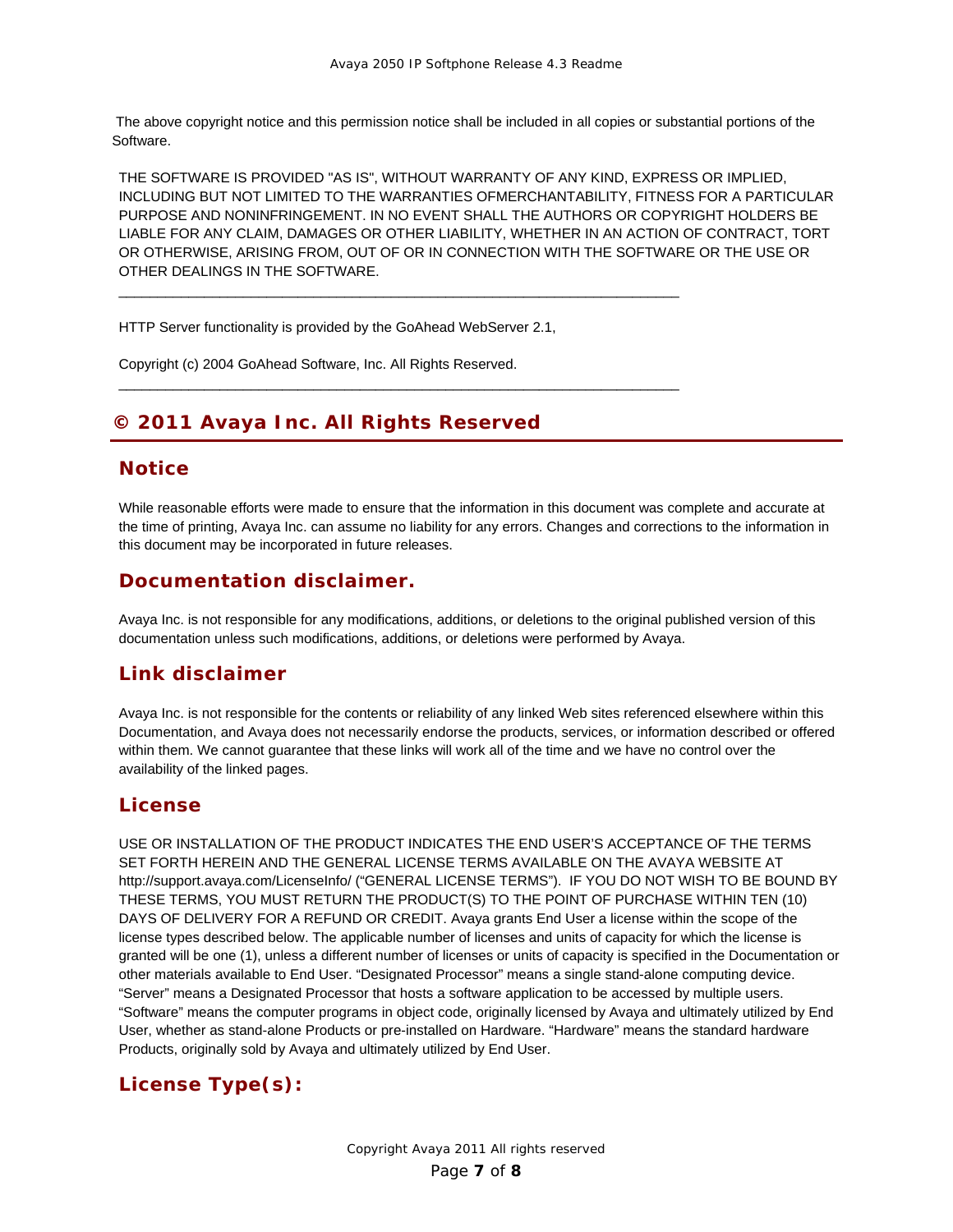The above copyright notice and this permission notice shall be included in all copies or substantial portions of the Software.

THE SOFTWARE IS PROVIDED "AS IS", WITHOUT WARRANTY OF ANY KIND, EXPRESS OR IMPLIED, INCLUDING BUT NOT LIMITED TO THE WARRANTIES OFMERCHANTABILITY, FITNESS FOR A PARTICULAR PURPOSE AND NONINFRINGEMENT. IN NO EVENT SHALL THE AUTHORS OR COPYRIGHT HOLDERS BE LIABLE FOR ANY CLAIM, DAMAGES OR OTHER LIABILITY, WHETHER IN AN ACTION OF CONTRACT, TORT OR OTHERWISE, ARISING FROM, OUT OF OR IN CONNECTION WITH THE SOFTWARE OR THE USE OR OTHER DEALINGS IN THE SOFTWARE.

---

HTTP Server functionality is provided by the GoAhead WebServer 2.1,

Copyright (c) 2004 GoAhead Software, Inc. All Rights Reserved.

---

# © 2011 Avaya Inc. All Rights Reserved

## Notice

While reasonable efforts were made to ensure that the information in this document was complete and accurate at the time of printing, Avaya Inc. can assume no liability for any errors. Changes and corrections to the information in this document may be incorporated in future releases.

## Documentation disclaimer.

Avaya Inc. is not responsible for any modifications, additions, or deletions to the original published version of this documentation unless such modifications, additions, or deletions were performed by Avaya.

## Link disclaimer

Avaya Inc. is not responsible for the contents or reliability of any linked Web sites referenced elsewhere within this Documentation, and Avaya does not necessarily endorse the products, services, or information described or offered within them. We cannot guarantee that these links will work all of the time and we have no control over the availability of the linked pages.

## License

USE OR INSTALLATION OF THE PRODUCT INDICATES THE END USER'S ACCEPTANCE OF THE TERMS SET FORTH HEREIN AND THE GENERAL LICENSE TERMS AVAILABLE ON THE AVAYA WEBSITE AT http://support.avaya.com/LicenseInfo/ ("GENERAL LICENSE TERMS"). IF YOU DO NOT WISH TO BE BOUND BY THESE TERMS, YOU MUST RETURN THE PRODUCT(S) TO THE POINT OF PURCHASE WITHIN TEN (10) DAYS OF DELIVERY FOR A REFUND OR CREDIT. Avaya grants End User a license within the scope of the license types described below. The applicable number of licenses and units of capacity for which the license is granted will be one (1), unless a different number of licenses or units of capacity is specified in the Documentation or other materials available to End User. "Designated Processor" means a single stand-alone computing device. "Server" means a Designated Processor that hosts a software application to be accessed by multiple users. "Software" means the computer programs in object code, originally licensed by Avaya and ultimately utilized by End User, whether as stand-alone Products or pre-installed on Hardware. "Hardware" means the standard hardware Products, originally sold by Avaya and ultimately utilized by End User.

## License Type(s):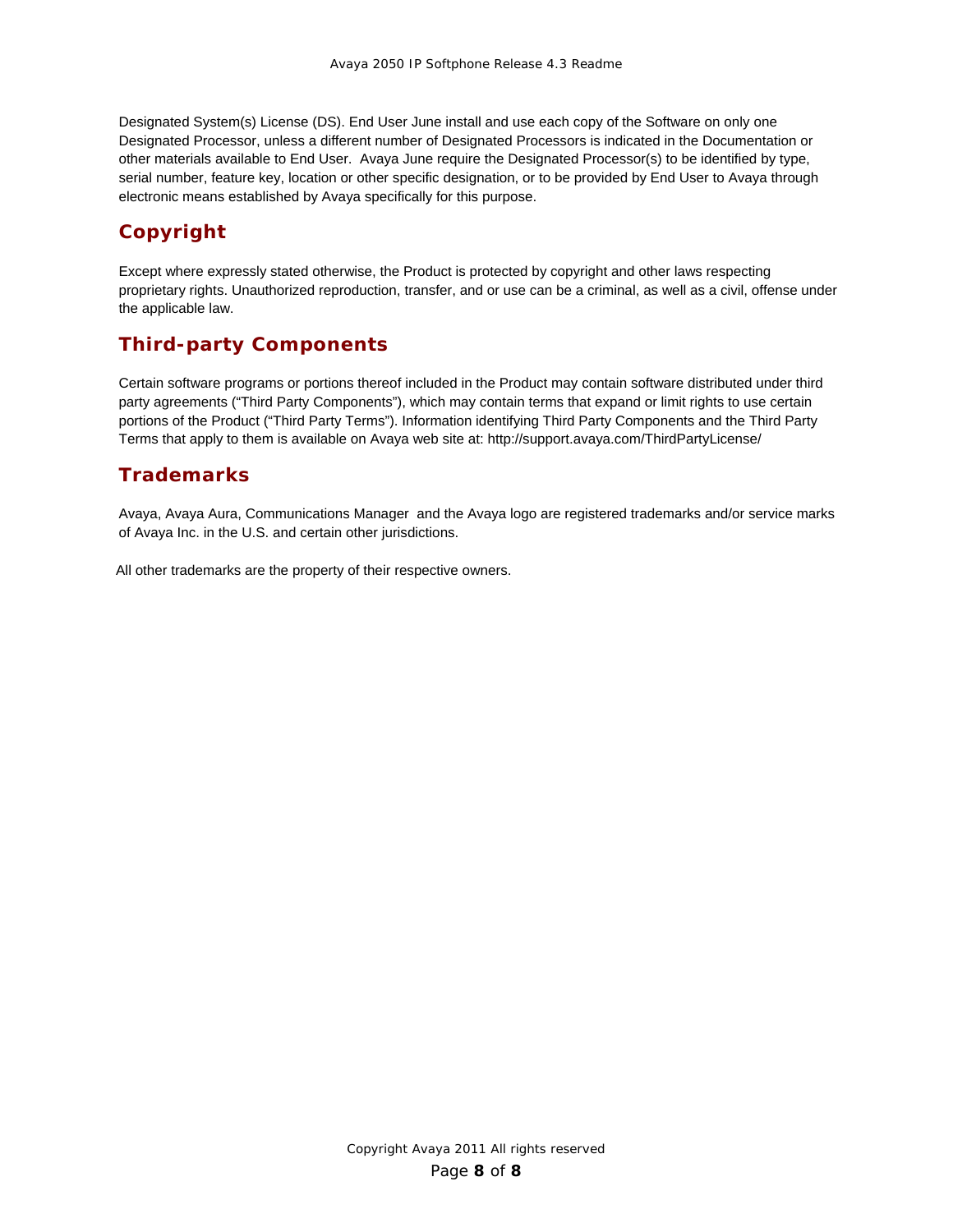Designated System(s) License (DS). End User June install and use each copy of the Software on only one Designated Processor, unless a different number of Designated Processors is indicated in the Documentation or other materials available to End User. Avaya June require the Designated Processor(s) to be identified by type, serial number, feature key, location or other specific designation, or to be provided by End User to Avaya through electronic means established by Avaya specifically for this purpose.

## Copyright

Except where expressly stated otherwise, the Product is protected by copyright and other laws respecting proprietary rights. Unauthorized reproduction, transfer, and or use can be a criminal, as well as a civil, offense under the applicable law.

## Third-party Components

Certain software programs or portions thereof included in the Product may contain software distributed under third party agreements ("Third Party Components"), which may contain terms that expand or limit rights to use certain portions of the Product ("Third Party Terms"). Information identifying Third Party Components and the Third Party Terms that apply to them is available on Avaya web site at: http://support.avaya.com/ThirdPartyLicense/

## Trademarks

Avaya, Avaya Aura, Communications Manager and the Avaya logo are registered trademarks and/or service marks of Avaya Inc. in the U.S. and certain other jurisdictions.

All other trademarks are the property of their respective owners.